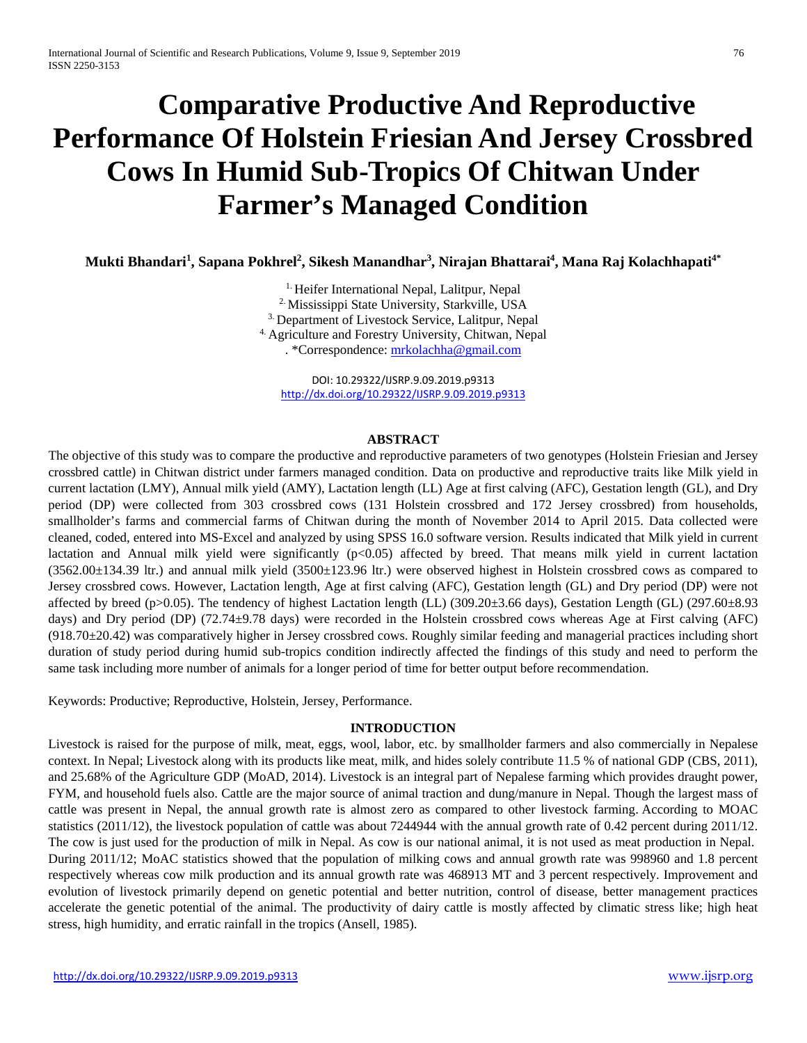# Comparative Productive And Reproductive Performance Of Holstein Friesian And Jersey Crossbred Cows In Humid Sub-Tropics Of Chitwan Under Farmer's Managed Condition

**Mukti Bhandari[1], Sapana Pokhrel[2], Sikesh Manandhar[3], Nirajan Bhattarai[4], Mana Raj Kolachhapati[4*]**

[1.] Heifer International Nepal, Lalitpur, Nepal
[2.] Mississippi State University, Starkville, USA
[3.] Department of Livestock Service, Lalitpur, Nepal
[4.] Agriculture and Forestry University, Chitwan, Nepal
. *Correspondence: mrkolachha@gmail.com

DOI: 10.29322/IJSRP.9.09.2019.p9313
http://dx.doi.org/10.29322/IJSRP.9.09.2019.p9313

## ABSTRACT

The objective of this study was to compare the productive and reproductive parameters of two genotypes (Holstein Friesian and Jersey crossbred cattle) in Chitwan district under farmers managed condition. Data on productive and reproductive traits like Milk yield in current lactation (LMY), Annual milk yield (AMY), Lactation length (LL) Age at first calving (AFC), Gestation length (GL), and Dry period (DP) were collected from 303 crossbred cows (131 Holstein crossbred and 172 Jersey crossbred) from households, smallholder's farms and commercial farms of Chitwan during the month of November 2014 to April 2015. Data collected were cleaned, coded, entered into MS-Excel and analyzed by using SPSS 16.0 software version. Results indicated that Milk yield in current lactation and Annual milk yield were significantly ($p<0.05$) affected by breed. That means milk yield in current lactation (3562.00±134.39 ltr.) and annual milk yield (3500±123.96 ltr.) were observed highest in Holstein crossbred cows as compared to Jersey crossbred cows. However, Lactation length, Age at first calving (AFC), Gestation length (GL) and Dry period (DP) were not affected by breed ($p>0.05$). The tendency of highest Lactation length (LL) (309.20±3.66 days), Gestation Length (GL) (297.60±8.93 days) and Dry period (DP) (72.74±9.78 days) were recorded in the Holstein crossbred cows whereas Age at First calving (AFC) (918.70±20.42) was comparatively higher in Jersey crossbred cows. Roughly similar feeding and managerial practices including short duration of study period during humid sub-tropics condition indirectly affected the findings of this study and need to perform the same task including more number of animals for a longer period of time for better output before recommendation.

Keywords: Productive; Reproductive, Holstein, Jersey, Performance.

## INTRODUCTION

Livestock is raised for the purpose of milk, meat, eggs, wool, labor, etc. by smallholder farmers and also commercially in Nepalese context. In Nepal; Livestock along with its products like meat, milk, and hides solely contribute 11.5 % of national GDP (CBS, 2011), and 25.68% of the Agriculture GDP (MoAD, 2014). Livestock is an integral part of Nepalese farming which provides draught power, FYM, and household fuels also. Cattle are the major source of animal traction and dung/manure in Nepal. Though the largest mass of cattle was present in Nepal, the annual growth rate is almost zero as compared to other livestock farming. According to MOAC statistics (2011/12), the livestock population of cattle was about 7244944 with the annual growth rate of 0.42 percent during 2011/12. The cow is just used for the production of milk in Nepal. As cow is our national animal, it is not used as meat production in Nepal. During 2011/12; MoAC statistics showed that the population of milking cows and annual growth rate was 998960 and 1.8 percent respectively whereas cow milk production and its annual growth rate was 468913 MT and 3 percent respectively. Improvement and evolution of livestock primarily depend on genetic potential and better nutrition, control of disease, better management practices accelerate the genetic potential of the animal. The productivity of dairy cattle is mostly affected by climatic stress like; high heat stress, high humidity, and erratic rainfall in the tropics (Ansell, 1985).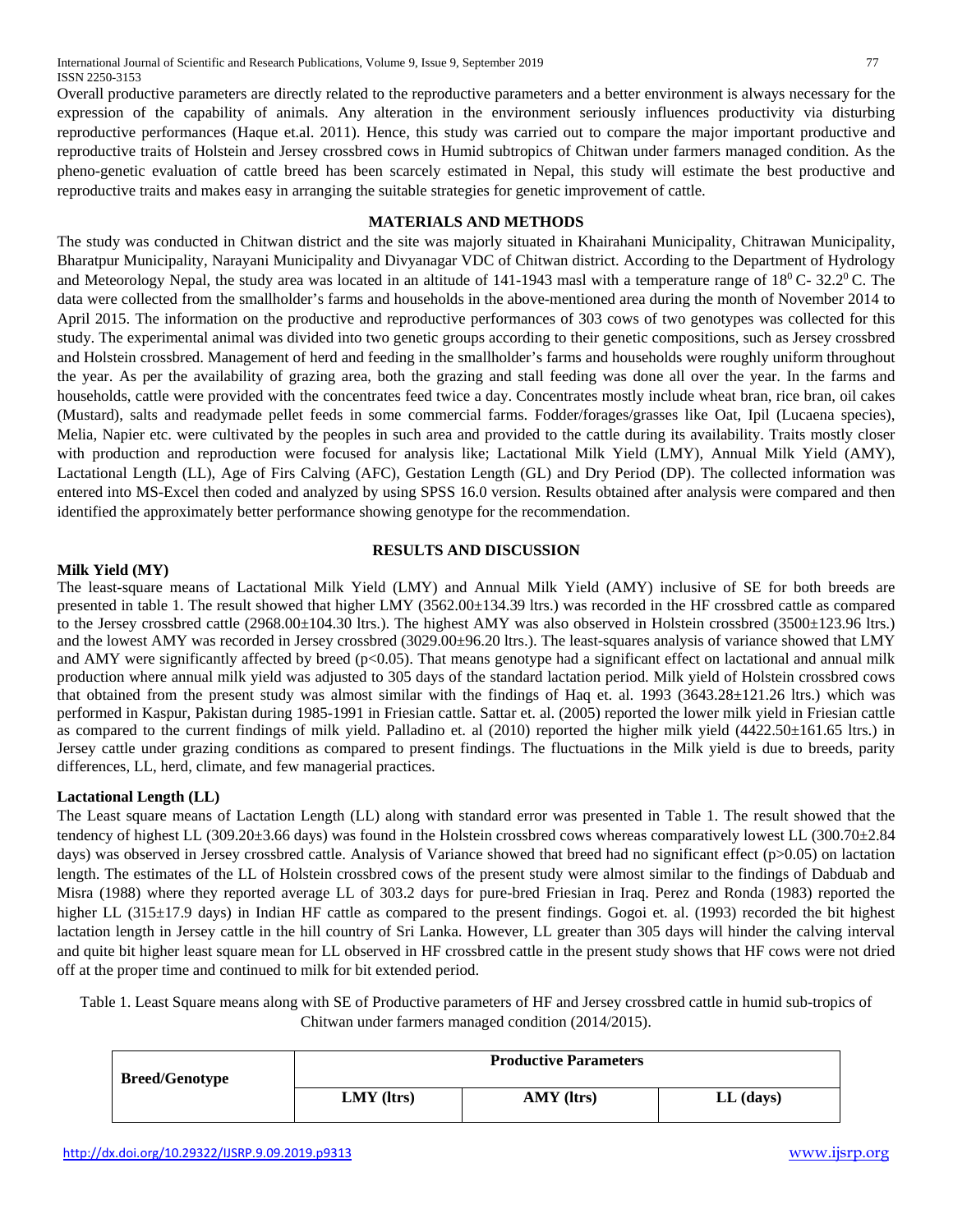Overall productive parameters are directly related to the reproductive parameters and a better environment is always necessary for the expression of the capability of animals. Any alteration in the environment seriously influences productivity via disturbing reproductive performances (Haque et.al. 2011). Hence, this study was carried out to compare the major important productive and reproductive traits of Holstein and Jersey crossbred cows in Humid subtropics of Chitwan under farmers managed condition. As the pheno-genetic evaluation of cattle breed has been scarcely estimated in Nepal, this study will estimate the best productive and reproductive traits and makes easy in arranging the suitable strategies for genetic improvement of cattle.

## MATERIALS AND METHODS

The study was conducted in Chitwan district and the site was majorly situated in Khairahani Municipality, Chitrawan Municipality, Bharatpur Municipality, Narayani Municipality and Divyanagar VDC of Chitwan district. According to the Department of Hydrology and Meteorology Nepal, the study area was located in an altitude of 141-1943 masl with a temperature range of $18^0$ C- $32.2^0$ C. The data were collected from the smallholder's farms and households in the above-mentioned area during the month of November 2014 to April 2015. The information on the productive and reproductive performances of 303 cows of two genotypes was collected for this study. The experimental animal was divided into two genetic groups according to their genetic compositions, such as Jersey crossbred and Holstein crossbred. Management of herd and feeding in the smallholder's farms and households were roughly uniform throughout the year. As per the availability of grazing area, both the grazing and stall feeding was done all over the year. In the farms and households, cattle were provided with the concentrates feed twice a day. Concentrates mostly include wheat bran, rice bran, oil cakes (Mustard), salts and readymade pellet feeds in some commercial farms. Fodder/forages/grasses like Oat, Ipil (Lucaena species), Melia, Napier etc. were cultivated by the peoples in such area and provided to the cattle during its availability. Traits mostly closer with production and reproduction were focused for analysis like; Lactational Milk Yield (LMY), Annual Milk Yield (AMY), Lactational Length (LL), Age of Firs Calving (AFC), Gestation Length (GL) and Dry Period (DP). The collected information was entered into MS-Excel then coded and analyzed by using SPSS 16.0 version. Results obtained after analysis were compared and then identified the approximately better performance showing genotype for the recommendation.

## RESULTS AND DISCUSSION

### Milk Yield (MY)

The least-square means of Lactational Milk Yield (LMY) and Annual Milk Yield (AMY) inclusive of SE for both breeds are presented in table 1. The result showed that higher LMY (3562.00±134.39 ltrs.) was recorded in the HF crossbred cattle as compared to the Jersey crossbred cattle (2968.00±104.30 ltrs.). The highest AMY was also observed in Holstein crossbred (3500±123.96 ltrs.) and the lowest AMY was recorded in Jersey crossbred (3029.00±96.20 ltrs.). The least-squares analysis of variance showed that LMY and AMY were significantly affected by breed ($p<0.05$). That means genotype had a significant effect on lactational and annual milk production where annual milk yield was adjusted to 305 days of the standard lactation period. Milk yield of Holstein crossbred cows that obtained from the present study was almost similar with the findings of Haq et. al. 1993 (3643.28±121.26 ltrs.) which was performed in Kaspur, Pakistan during 1985-1991 in Friesian cattle. Sattar et. al. (2005) reported the lower milk yield in Friesian cattle as compared to the current findings of milk yield. Palladino et. al (2010) reported the higher milk yield (4422.50±161.65 ltrs.) in Jersey cattle under grazing conditions as compared to present findings. The fluctuations in the Milk yield is due to breeds, parity differences, LL, herd, climate, and few managerial practices.

### Lactational Length (LL)

The Least square means of Lactation Length (LL) along with standard error was presented in Table 1. The result showed that the tendency of highest LL (309.20±3.66 days) was found in the Holstein crossbred cows whereas comparatively lowest LL (300.70±2.84 days) was observed in Jersey crossbred cattle. Analysis of Variance showed that breed had no significant effect ($p>0.05$) on lactation length. The estimates of the LL of Holstein crossbred cows of the present study were almost similar to the findings of Dabduab and Misra (1988) where they reported average LL of 303.2 days for pure-bred Friesian in Iraq. Perez and Ronda (1983) reported the higher LL (315±17.9 days) in Indian HF cattle as compared to the present findings. Gogoi et. al. (1993) recorded the bit highest lactation length in Jersey cattle in the hill country of Sri Lanka. However, LL greater than 305 days will hinder the calving interval and quite bit higher least square mean for LL observed in HF crossbred cattle in the present study shows that HF cows were not dried off at the proper time and continued to milk for bit extended period.

Table 1. Least Square means along with SE of Productive parameters of HF and Jersey crossbred cattle in humid sub-tropics of Chitwan under farmers managed condition (2014/2015).

| Breed/Genotype | Productive Parameters | | |
|---|---|---|---|
| | LMY (ltrs) | AMY (ltrs) | LL (days) |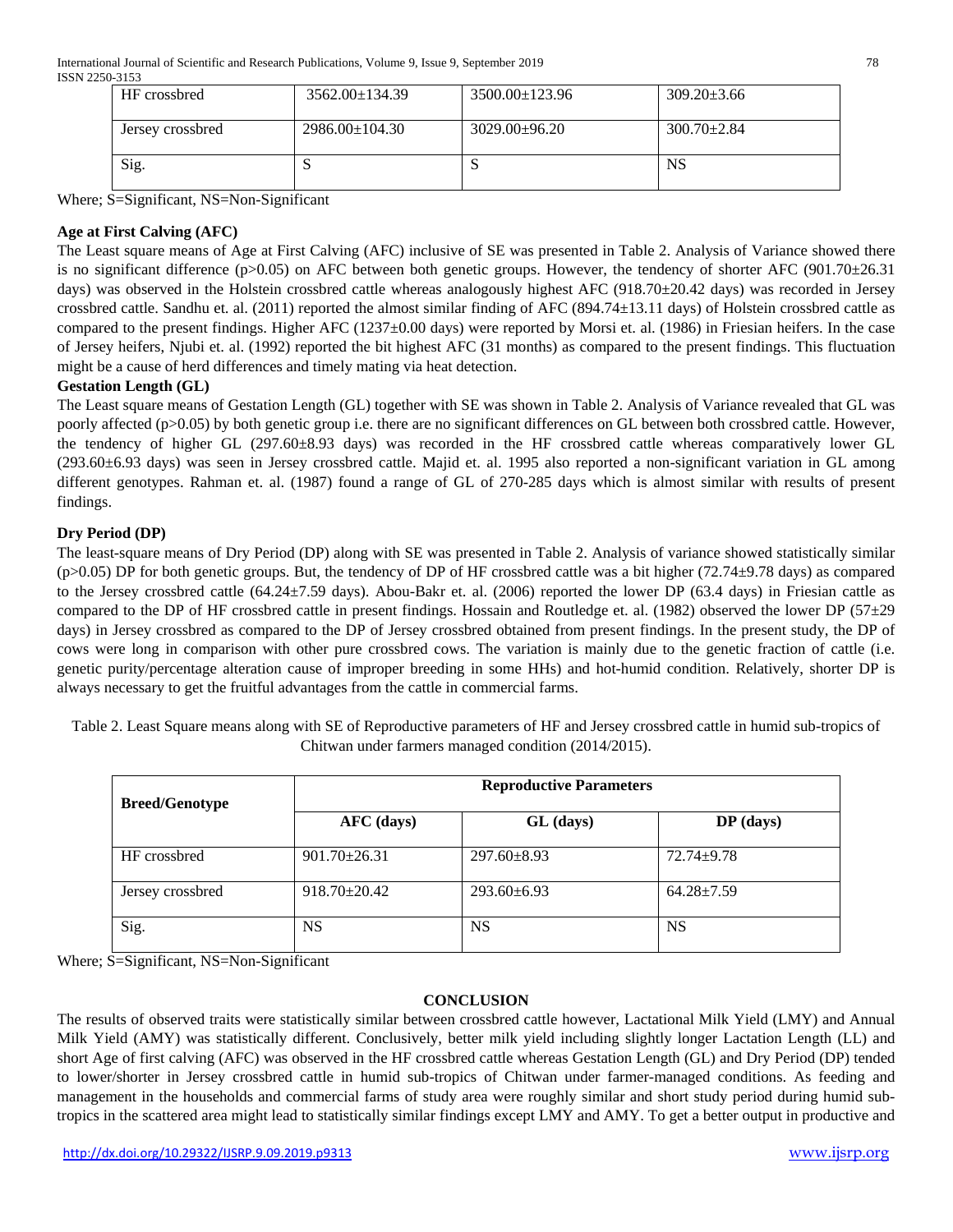| HF crossbred | 3562.00±134.39 | 3500.00±123.96 | 309.20±3.66 |
|---|---|---|---|
| Jersey crossbred | 2986.00±104.30 | 3029.00±96.20 | 300.70±2.84 |
| Sig. | S | S | NS |

Where; S=Significant, NS=Non-Significant

**Age at First Calving (AFC)**

The Least square means of Age at First Calving (AFC) inclusive of SE was presented in Table 2. Analysis of Variance showed there is no significant difference (p>0.05) on AFC between both genetic groups. However, the tendency of shorter AFC (901.70±26.31 days) was observed in the Holstein crossbred cattle whereas analogously highest AFC (918.70±20.42 days) was recorded in Jersey crossbred cattle. Sandhu et. al. (2011) reported the almost similar finding of AFC (894.74±13.11 days) of Holstein crossbred cattle as compared to the present findings. Higher AFC (1237±0.00 days) were reported by Morsi et. al. (1986) in Friesian heifers. In the case of Jersey heifers, Njubi et. al. (1992) reported the bit highest AFC (31 months) as compared to the present findings. This fluctuation might be a cause of herd differences and timely mating via heat detection.

**Gestation Length (GL)**

The Least square means of Gestation Length (GL) together with SE was shown in Table 2. Analysis of Variance revealed that GL was poorly affected (p>0.05) by both genetic group i.e. there are no significant differences on GL between both crossbred cattle. However, the tendency of higher GL (297.60±8.93 days) was recorded in the HF crossbred cattle whereas comparatively lower GL (293.60±6.93 days) was seen in Jersey crossbred cattle. Majid et. al. 1995 also reported a non-significant variation in GL among different genotypes. Rahman et. al. (1987) found a range of GL of 270-285 days which is almost similar with results of present findings.

**Dry Period (DP)**

The least-square means of Dry Period (DP) along with SE was presented in Table 2. Analysis of variance showed statistically similar (p>0.05) DP for both genetic groups. But, the tendency of DP of HF crossbred cattle was a bit higher (72.74±9.78 days) as compared to the Jersey crossbred cattle (64.24±7.59 days). Abou-Bakr et. al. (2006) reported the lower DP (63.4 days) in Friesian cattle as compared to the DP of HF crossbred cattle in present findings. Hossain and Routledge et. al. (1982) observed the lower DP (57±29 days) in Jersey crossbred as compared to the DP of Jersey crossbred obtained from present findings. In the present study, the DP of cows were long in comparison with other pure crossbred cows. The variation is mainly due to the genetic fraction of cattle (i.e. genetic purity/percentage alteration cause of improper breeding in some HHs) and hot-humid condition. Relatively, shorter DP is always necessary to get the fruitful advantages from the cattle in commercial farms.

Table 2. Least Square means along with SE of Reproductive parameters of HF and Jersey crossbred cattle in humid sub-tropics of Chitwan under farmers managed condition (2014/2015).

| **Breed/Genotype** | **Reproductive Parameters** | | |
|---|---|---|---|
| | **AFC (days)** | **GL (days)** | **DP (days)** |
| HF crossbred | 901.70±26.31 | 297.60±8.93 | 72.74±9.78 |
| Jersey crossbred | 918.70±20.42 | 293.60±6.93 | 64.28±7.59 |
| Sig. | NS | NS | NS |

Where; S=Significant, NS=Non-Significant

## CONCLUSION

The results of observed traits were statistically similar between crossbred cattle however, Lactational Milk Yield (LMY) and Annual Milk Yield (AMY) was statistically different. Conclusively, better milk yield including slightly longer Lactation Length (LL) and short Age of first calving (AFC) was observed in the HF crossbred cattle whereas Gestation Length (GL) and Dry Period (DP) tended to lower/shorter in Jersey crossbred cattle in humid sub-tropics of Chitwan under farmer-managed conditions. As feeding and management in the households and commercial farms of study area were roughly similar and short study period during humid sub-tropics in the scattered area might lead to statistically similar findings except LMY and AMY. To get a better output in productive and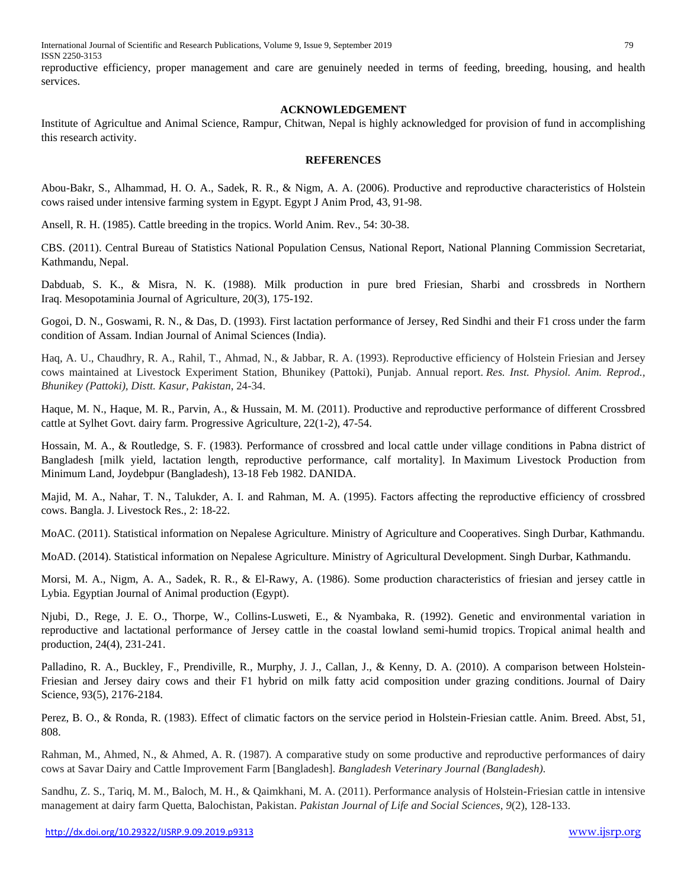reproductive efficiency, proper management and care are genuinely needed in terms of feeding, breeding, housing, and health services.

## ACKNOWLEDGEMENT

Institute of Agricultue and Animal Science, Rampur, Chitwan, Nepal is highly acknowledged for provision of fund in accomplishing this research activity.

## REFERENCES

Abou-Bakr, S., Alhammad, H. O. A., Sadek, R. R., & Nigm, A. A. (2006). Productive and reproductive characteristics of Holstein cows raised under intensive farming system in Egypt. Egypt J Anim Prod, 43, 91-98.

Ansell, R. H. (1985). Cattle breeding in the tropics. World Anim. Rev., 54: 30-38.

CBS. (2011). Central Bureau of Statistics National Population Census, National Report, National Planning Commission Secretariat, Kathmandu, Nepal.

Dabduab, S. K., & Misra, N. K. (1988). Milk production in pure bred Friesian, Sharbi and crossbreds in Northern Iraq. Mesopotaminia Journal of Agriculture, 20(3), 175-192.

Gogoi, D. N., Goswami, R. N., & Das, D. (1993). First lactation performance of Jersey, Red Sindhi and their F1 cross under the farm condition of Assam. Indian Journal of Animal Sciences (India).

Haq, A. U., Chaudhry, R. A., Rahil, T., Ahmad, N., & Jabbar, R. A. (1993). Reproductive efficiency of Holstein Friesian and Jersey cows maintained at Livestock Experiment Station, Bhunikey (Pattoki), Punjab. Annual report. *Res. Inst. Physiol. Anim. Reprod., Bhunikey (Pattoki), Distt. Kasur, Pakistan*, 24-34.

Haque, M. N., Haque, M. R., Parvin, A., & Hussain, M. M. (2011). Productive and reproductive performance of different Crossbred cattle at Sylhet Govt. dairy farm. Progressive Agriculture, 22(1-2), 47-54.

Hossain, M. A., & Routledge, S. F. (1983). Performance of crossbred and local cattle under village conditions in Pabna district of Bangladesh [milk yield, lactation length, reproductive performance, calf mortality]. In Maximum Livestock Production from Minimum Land, Joydebpur (Bangladesh), 13-18 Feb 1982. DANIDA.

Majid, M. A., Nahar, T. N., Talukder, A. I. and Rahman, M. A. (1995). Factors affecting the reproductive efficiency of crossbred cows. Bangla. J. Livestock Res., 2: 18-22.

MoAC. (2011). Statistical information on Nepalese Agriculture. Ministry of Agriculture and Cooperatives. Singh Durbar, Kathmandu.

MoAD. (2014). Statistical information on Nepalese Agriculture. Ministry of Agricultural Development. Singh Durbar, Kathmandu.

Morsi, M. A., Nigm, A. A., Sadek, R. R., & El-Rawy, A. (1986). Some production characteristics of friesian and jersey cattle in Lybia. Egyptian Journal of Animal production (Egypt).

Njubi, D., Rege, J. E. O., Thorpe, W., Collins-Lusweti, E., & Nyambaka, R. (1992). Genetic and environmental variation in reproductive and lactational performance of Jersey cattle in the coastal lowland semi-humid tropics. Tropical animal health and production, 24(4), 231-241.

Palladino, R. A., Buckley, F., Prendiville, R., Murphy, J. J., Callan, J., & Kenny, D. A. (2010). A comparison between Holstein-Friesian and Jersey dairy cows and their F1 hybrid on milk fatty acid composition under grazing conditions. Journal of Dairy Science, 93(5), 2176-2184.

Perez, B. O., & Ronda, R. (1983). Effect of climatic factors on the service period in Holstein-Friesian cattle. Anim. Breed. Abst, 51, 808.

Rahman, M., Ahmed, N., & Ahmed, A. R. (1987). A comparative study on some productive and reproductive performances of dairy cows at Savar Dairy and Cattle Improvement Farm [Bangladesh]. *Bangladesh Veterinary Journal (Bangladesh)*.

Sandhu, Z. S., Tariq, M. M., Baloch, M. H., & Qaimkhani, M. A. (2011). Performance analysis of Holstein-Friesian cattle in intensive management at dairy farm Quetta, Balochistan, Pakistan. *Pakistan Journal of Life and Social Sciences*, *9*(2), 128-133.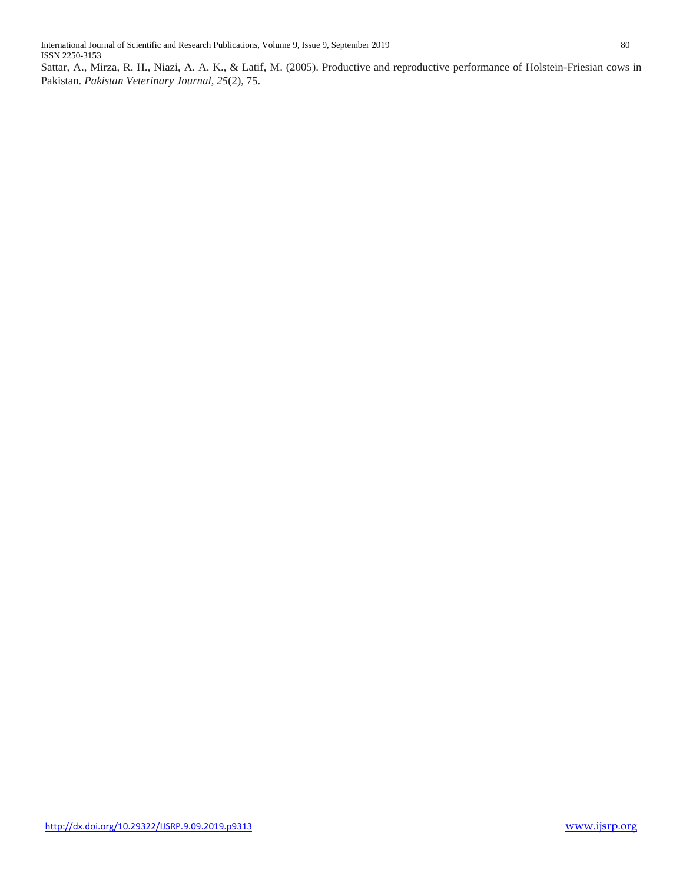Sattar, A., Mirza, R. H., Niazi, A. A. K., & Latif, M. (2005). Productive and reproductive performance of Holstein-Friesian cows in Pakistan. *Pakistan Veterinary Journal*, *25*(2), 75.